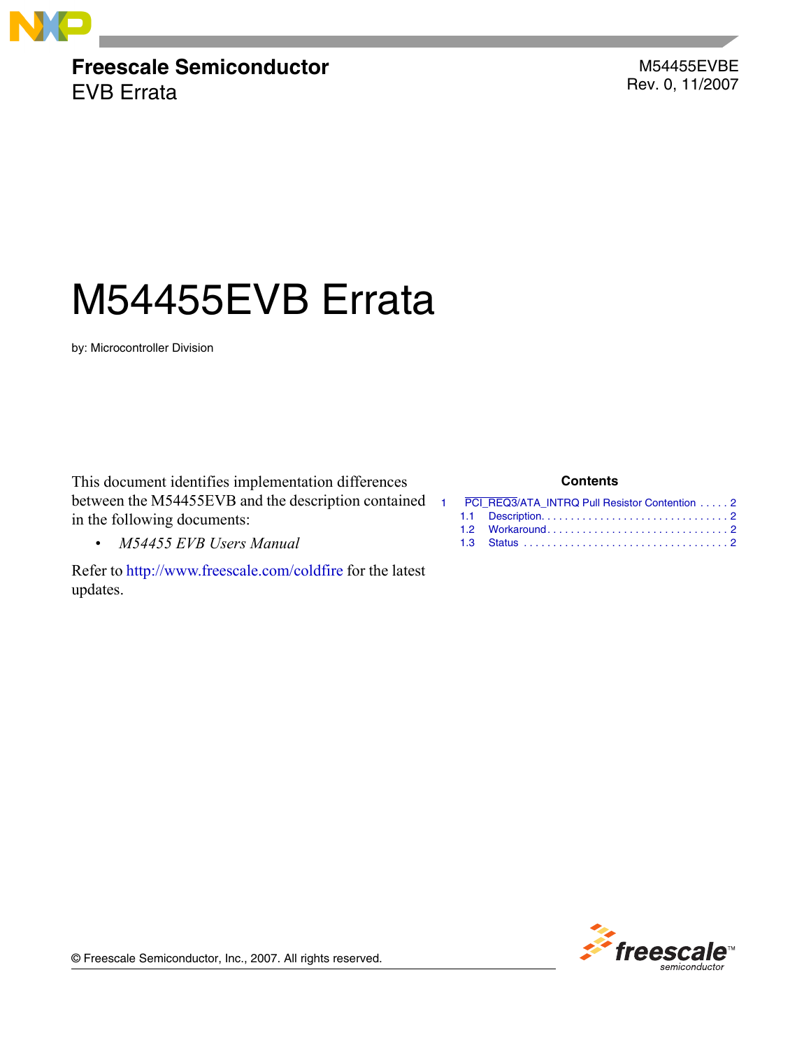**Freescale Semiconductor**
EVB Errata

M54455EVBE
Rev. 0, 11/2007

# M54455EVB Errata

by: Microcontroller Division

This document identifies implementation differences between the M54455EVB and the description contained in the following documents:

- *M54455 EVB Users Manual*

Refer to http://www.freescale.com/coldfire for the latest updates.

**Contents**

1 PCI_REQ3/ATA_INTRQ Pull Resistor Contention . . . . . 2
  1.1 Description. . . . . . . . . . . . . . . . . . . . . . . . . . . . . . . 2
  1.2 Workaround . . . . . . . . . . . . . . . . . . . . . . . . . . . . . . 2
  1.3 Status . . . . . . . . . . . . . . . . . . . . . . . . . . . . . . . . . . 2

© Freescale Semiconductor, Inc., 2007. All rights reserved.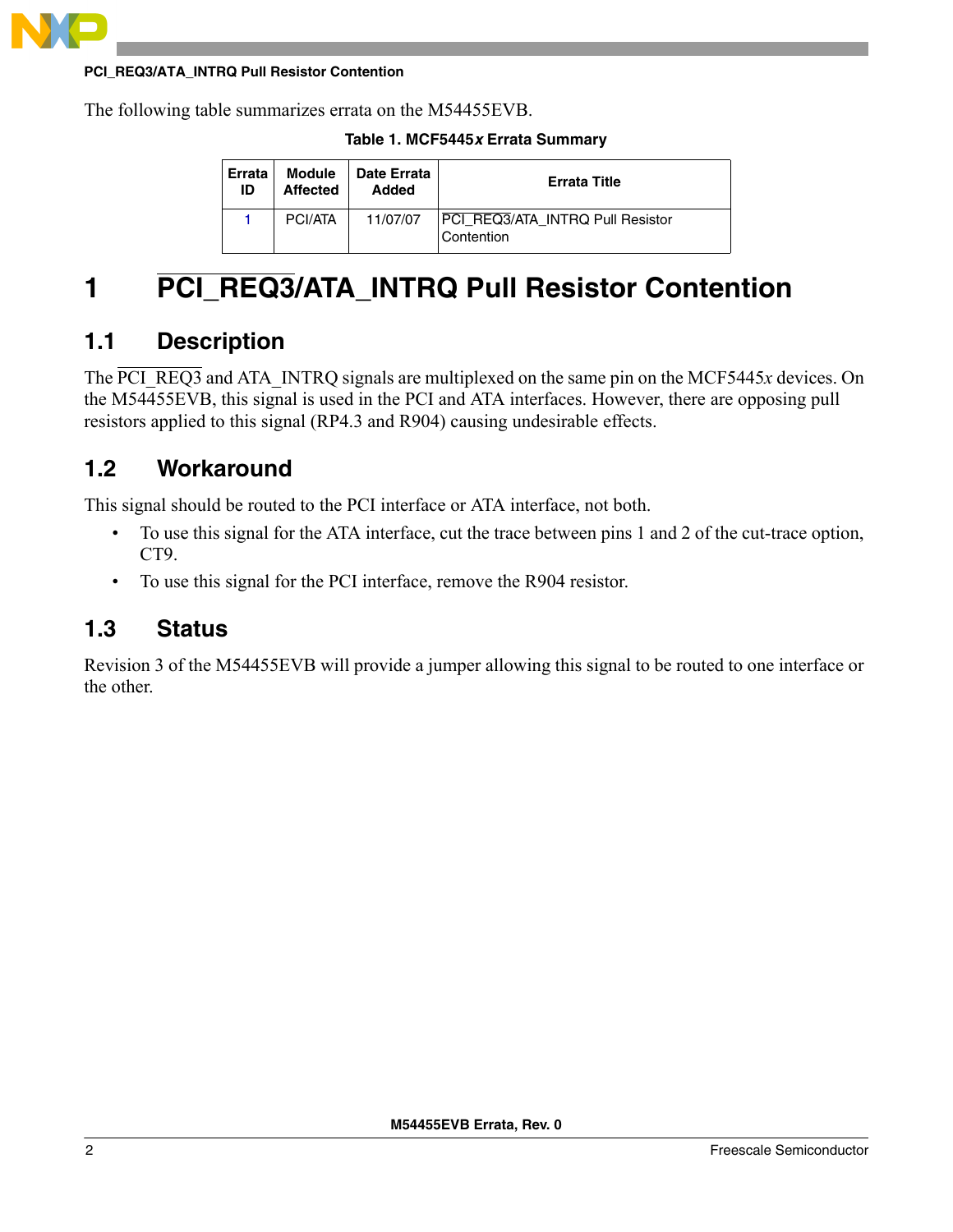The following table summarizes errata on the M54455EVB.

**Table 1. MCF5445*x* Errata Summary**

| Errata ID | Module Affected | Date Errata Added | Errata Title |
|---|---|---|---|
| 1 | PCI/ATA | 11/07/07 | PCI_REQ3/ATA_INTRQ Pull Resistor Contention |

# 1 PCI_REQ3/ATA_INTRQ Pull Resistor Contention

## 1.1 Description

The PCI_REQ3 and ATA_INTRQ signals are multiplexed on the same pin on the MCF5445*x* devices. On the M54455EVB, this signal is used in the PCI and ATA interfaces. However, there are opposing pull resistors applied to this signal (RP4.3 and R904) causing undesirable effects.

## 1.2 Workaround

This signal should be routed to the PCI interface or ATA interface, not both.

- To use this signal for the ATA interface, cut the trace between pins 1 and 2 of the cut-trace option, CT9.
- To use this signal for the PCI interface, remove the R904 resistor.

## 1.3 Status

Revision 3 of the M54455EVB will provide a jumper allowing this signal to be routed to one interface or the other.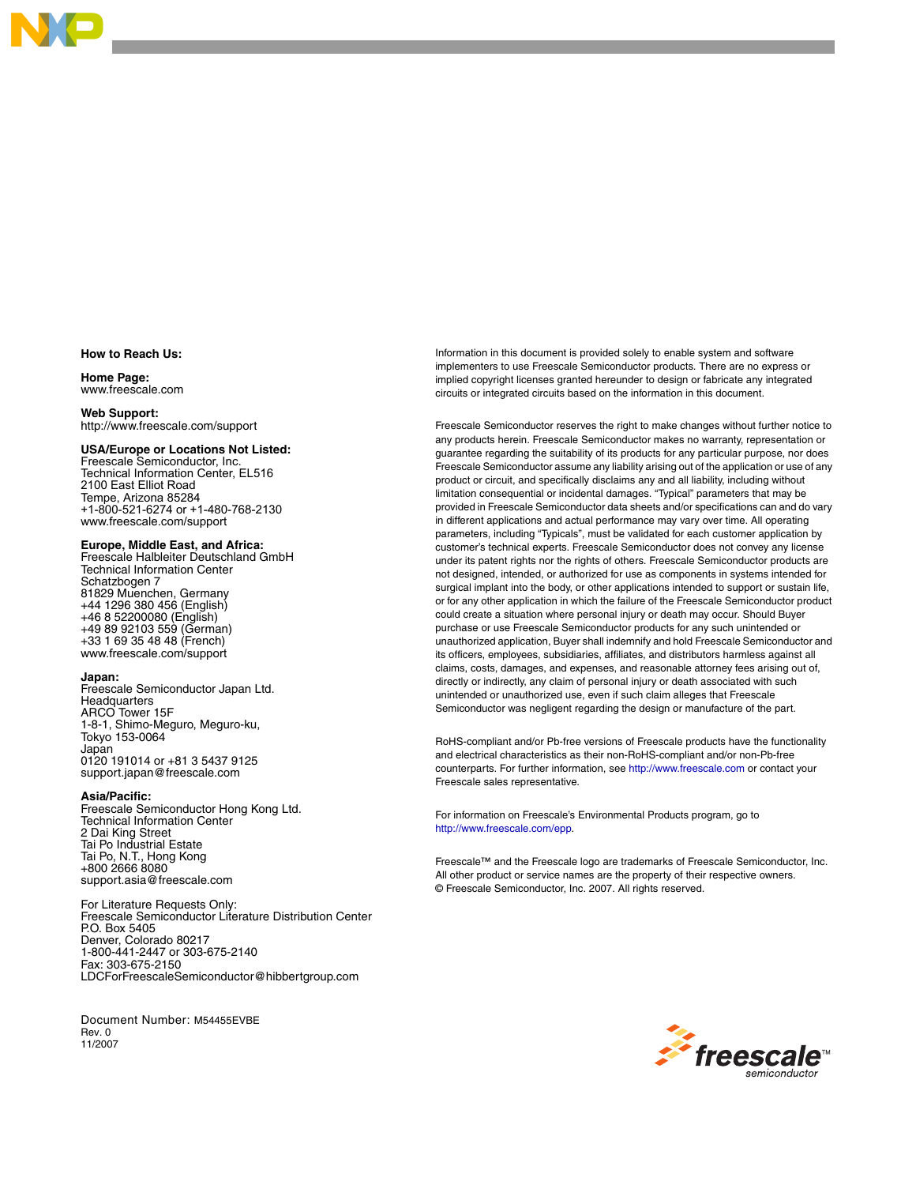**How to Reach Us:**

**Home Page:**
www.freescale.com

**Web Support:**
http://www.freescale.com/support

**USA/Europe or Locations Not Listed:**
Freescale Semiconductor, Inc.
Technical Information Center, EL516
2100 East Elliot Road
Tempe, Arizona 85284
+1-800-521-6274 or +1-480-768-2130
www.freescale.com/support

**Europe, Middle East, and Africa:**
Freescale Halbleiter Deutschland GmbH
Technical Information Center
Schatzbogen 7
81829 Muenchen, Germany
+44 1296 380 456 (English)
+46 8 52200080 (English)
+49 89 92103 559 (German)
+33 1 69 35 48 48 (French)
www.freescale.com/support

**Japan:**
Freescale Semiconductor Japan Ltd.
Headquarters
ARCO Tower 15F
1-8-1, Shimo-Meguro, Meguro-ku,
Tokyo 153-0064
Japan
0120 191014 or +81 3 5437 9125
support.japan@freescale.com

**Asia/Pacific:**
Freescale Semiconductor Hong Kong Ltd.
Technical Information Center
2 Dai King Street
Tai Po Industrial Estate
Tai Po, N.T., Hong Kong
+800 2666 8080
support.asia@freescale.com

For Literature Requests Only:
Freescale Semiconductor Literature Distribution Center
P.O. Box 5405
Denver, Colorado 80217
1-800-441-2447 or 303-675-2140
Fax: 303-675-2150
LDCForFreescaleSemiconductor@hibbertgroup.com

Information in this document is provided solely to enable system and software implementers to use Freescale Semiconductor products. There are no express or implied copyright licenses granted hereunder to design or fabricate any integrated circuits or integrated circuits based on the information in this document.

Freescale Semiconductor reserves the right to make changes without further notice to any products herein. Freescale Semiconductor makes no warranty, representation or guarantee regarding the suitability of its products for any particular purpose, nor does Freescale Semiconductor assume any liability arising out of the application or use of any product or circuit, and specifically disclaims any and all liability, including without limitation consequential or incidental damages. "Typical" parameters that may be provided in Freescale Semiconductor data sheets and/or specifications can and do vary in different applications and actual performance may vary over time. All operating parameters, including "Typicals", must be validated for each customer application by customer's technical experts. Freescale Semiconductor does not convey any license under its patent rights nor the rights of others. Freescale Semiconductor products are not designed, intended, or authorized for use as components in systems intended for surgical implant into the body, or other applications intended to support or sustain life, or for any other application in which the failure of the Freescale Semiconductor product could create a situation where personal injury or death may occur. Should Buyer purchase or use Freescale Semiconductor products for any such unintended or unauthorized application, Buyer shall indemnify and hold Freescale Semiconductor and its officers, employees, subsidiaries, affiliates, and distributors harmless against all claims, costs, damages, and expenses, and reasonable attorney fees arising out of, directly or indirectly, any claim of personal injury or death associated with such unintended or unauthorized use, even if such claim alleges that Freescale Semiconductor was negligent regarding the design or manufacture of the part.

RoHS-compliant and/or Pb-free versions of Freescale products have the functionality and electrical characteristics as their non-RoHS-compliant and/or non-Pb-free counterparts. For further information, see http://www.freescale.com or contact your Freescale sales representative.

For information on Freescale's Environmental Products program, go to http://www.freescale.com/epp.

Freescale™ and the Freescale logo are trademarks of Freescale Semiconductor, Inc. All other product or service names are the property of their respective owners.
© Freescale Semiconductor, Inc. 2007. All rights reserved.

Document Number: M54455EVBE
Rev. 0
11/2007